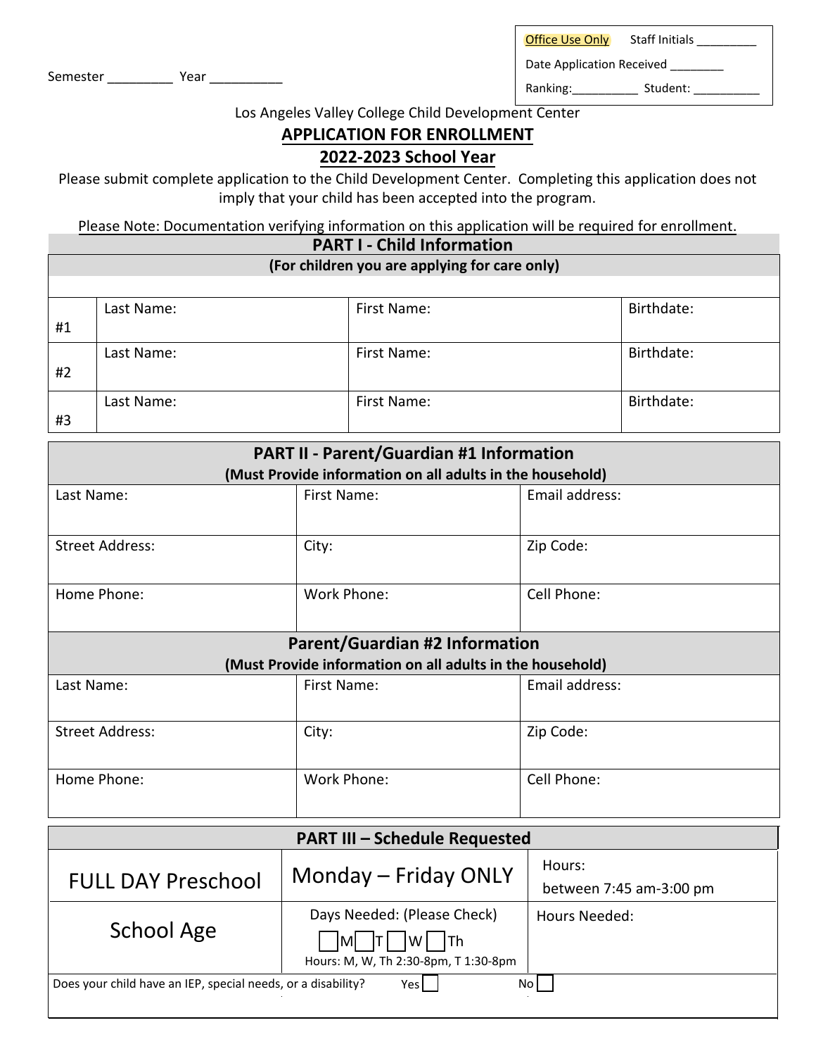Semester _________ Year __________

| Office Use Only | Staff Initials _________ |
|---|---|
| Date Application Received ________ | |
| Ranking:__________ | Student: __________ |

Los Angeles Valley College Child Development Center

**APPLICATION FOR ENROLLMENT**

**2022-2023 School Year**

Please submit complete application to the Child Development Center. Completing this application does not imply that your child has been accepted into the program.

Please Note: Documentation verifying information on this application will be required for enrollment.

## PART I - Child Information

**(For children you are applying for care only)**

| | | | |
|---|---|---|---|
| #1 | Last Name: | First Name: | Birthdate: |
| #2 | Last Name: | First Name: | Birthdate: |
| #3 | Last Name: | First Name: | Birthdate: |

## PART II - Parent/Guardian #1 Information

**(Must Provide information on all adults in the household)**

| | | |
|---|---|---|
| Last Name: | First Name: | Email address: |
| Street Address: | City: | Zip Code: |
| Home Phone: | Work Phone: | Cell Phone: |

## Parent/Guardian #2 Information

**(Must Provide information on all adults in the household)**

| | | |
|---|---|---|
| Last Name: | First Name: | Email address: |
| Street Address: | City: | Zip Code: |
| Home Phone: | Work Phone: | Cell Phone: |

## PART III – Schedule Requested

| | | |
|---|---|---|
| FULL DAY Preschool | Monday – Friday ONLY | Hours: between 7:45 am-3:00 pm |
| School Age | Days Needed: (Please Check) ☐M ☐T ☐W ☐Th Hours: M, W, Th 2:30-8pm, T 1:30-8pm | Hours Needed: |

Does your child have an IEP, special needs, or a disability? Yes ☐ No ☐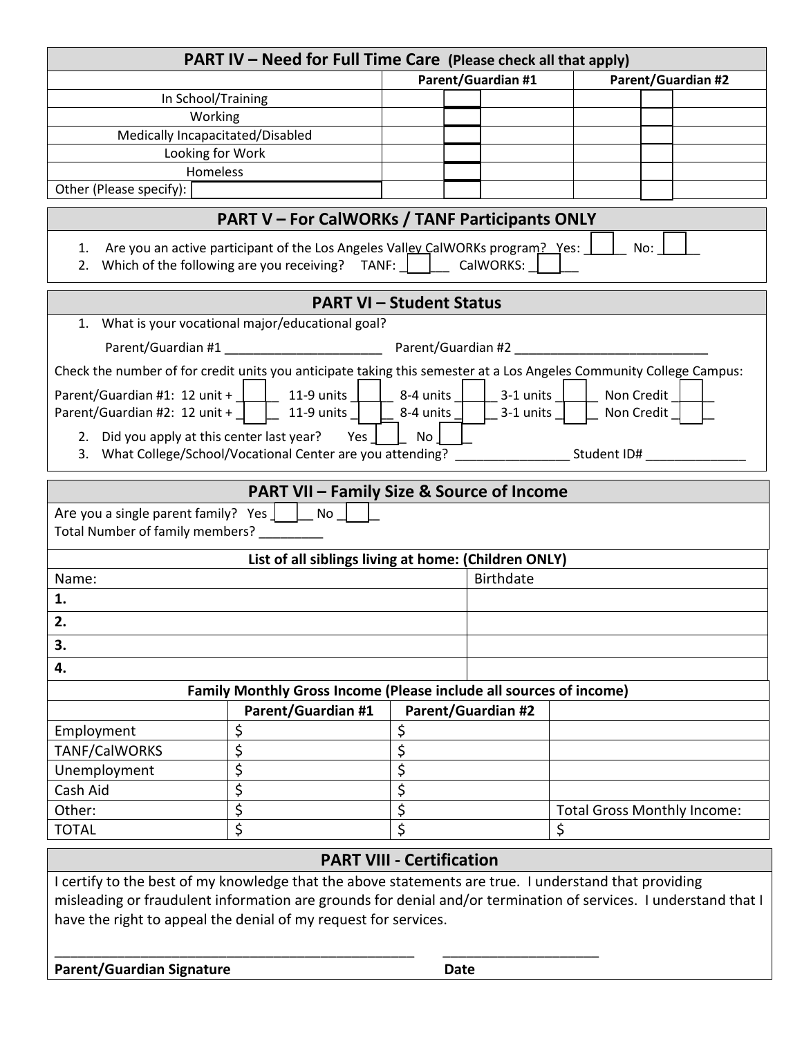## PART IV – Need for Full Time Care (Please check all that apply)

| | Parent/Guardian #1 | Parent/Guardian #2 |
| --- | --- | --- |
| In School/Training | ☐ | ☐ |
| Working | ☐ | ☐ |
| Medically Incapacitated/Disabled | ☐ | ☐ |
| Looking for Work | ☐ | ☐ |
| Homeless | ☐ | ☐ |
| Other (Please specify): ☐ | ☐ | ☐ |

## PART V – For CalWORKs / TANF Participants ONLY

1. Are you an active participant of the Los Angeles Valley CalWORKs program? Yes: ☐ No: ☐
2. Which of the following are you receiving? TANF: ☐ CalWORKS: ☐

## PART VI – Student Status

1. What is your vocational major/educational goal?

   Parent/Guardian #1 _______________________ Parent/Guardian #2 ____________________________

Check the number of for credit units you anticipate taking this semester at a Los Angeles Community College Campus:

Parent/Guardian #1: 12 unit + ☐ 11-9 units ☐ 8-4 units ☐ 3-1 units ☐ Non Credit ☐
Parent/Guardian #2: 12 unit + ☐ 11-9 units ☐ 8-4 units ☐ 3-1 units ☐ Non Credit ☐

2. Did you apply at this center last year? Yes ☐ No ☐
3. What College/School/Vocational Center are you attending? ________________ Student ID# ______________

## PART VII – Family Size & Source of Income

Are you a single parent family? Yes ☐ No ☐
Total Number of family members? _________

**List of all siblings living at home: (Children ONLY)**

| Name: | Birthdate |
| --- | --- |
| **1.** | |
| **2.** | |
| **3.** | |
| **4.** | |

**Family Monthly Gross Income (Please include all sources of income)**

| | Parent/Guardian #1 | Parent/Guardian #2 | |
| --- | --- | --- | --- |
| Employment | $ | $ | |
| TANF/CalWORKS | $ | $ | |
| Unemployment | $ | $ | |
| Cash Aid | $ | $ | |
| Other: | $ | $ | Total Gross Monthly Income: |
| TOTAL | $ | $ | $ |

## PART VIII - Certification

I certify to the best of my knowledge that the above statements are true. I understand that providing misleading or fraudulent information are grounds for denial and/or termination of services. I understand that I have the right to appeal the denial of my request for services.

_______________________________________________ _____________________
**Parent/Guardian Signature** **Date**